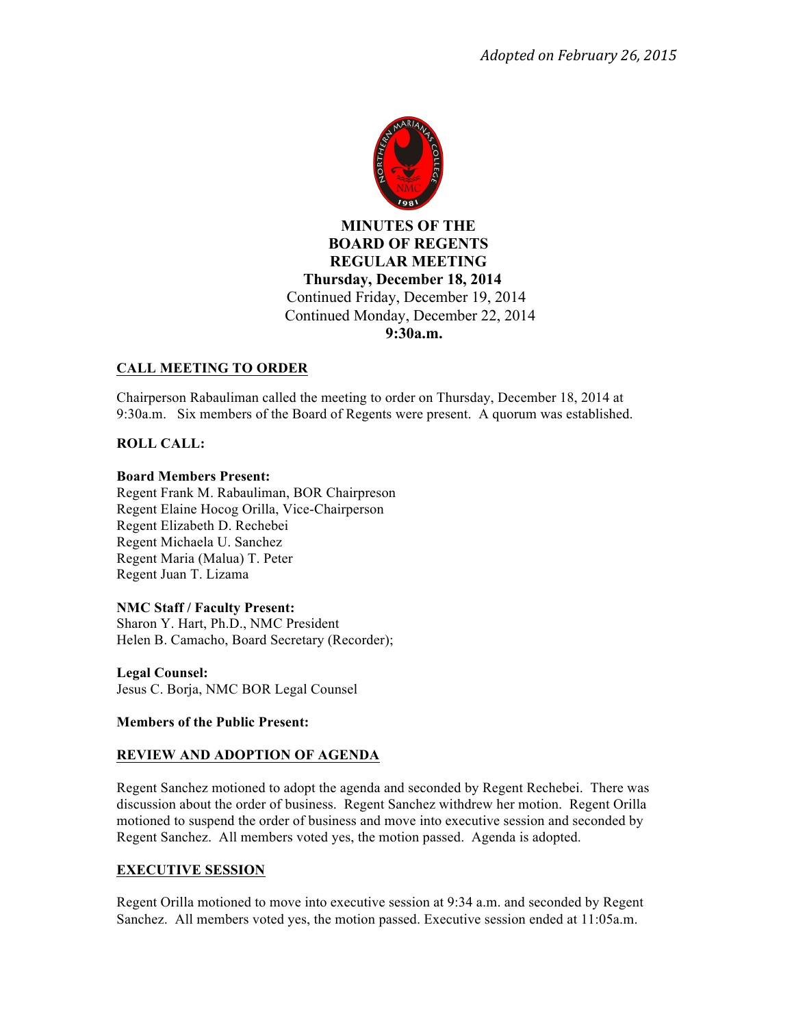*Adopted on February 26, 2015*

# MINUTES OF THE BOARD OF REGENTS REGULAR MEETING

**Thursday, December 18, 2014**
Continued Friday, December 19, 2014
Continued Monday, December 22, 2014
**9:30a.m.**

## CALL MEETING TO ORDER

Chairperson Rabauliman called the meeting to order on Thursday, December 18, 2014 at 9:30a.m. Six members of the Board of Regents were present. A quorum was established.

## ROLL CALL:

**Board Members Present:**
Regent Frank M. Rabauliman, BOR Chairpreson
Regent Elaine Hocog Orilla, Vice-Chairperson
Regent Elizabeth D. Rechebei
Regent Michaela U. Sanchez
Regent Maria (Malua) T. Peter
Regent Juan T. Lizama

**NMC Staff / Faculty Present:**
Sharon Y. Hart, Ph.D., NMC President
Helen B. Camacho, Board Secretary (Recorder);

**Legal Counsel:**
Jesus C. Borja, NMC BOR Legal Counsel

**Members of the Public Present:**

## REVIEW AND ADOPTION OF AGENDA

Regent Sanchez motioned to adopt the agenda and seconded by Regent Rechebei. There was discussion about the order of business. Regent Sanchez withdrew her motion. Regent Orilla motioned to suspend the order of business and move into executive session and seconded by Regent Sanchez. All members voted yes, the motion passed. Agenda is adopted.

## EXECUTIVE SESSION

Regent Orilla motioned to move into executive session at 9:34 a.m. and seconded by Regent Sanchez. All members voted yes, the motion passed. Executive session ended at 11:05a.m.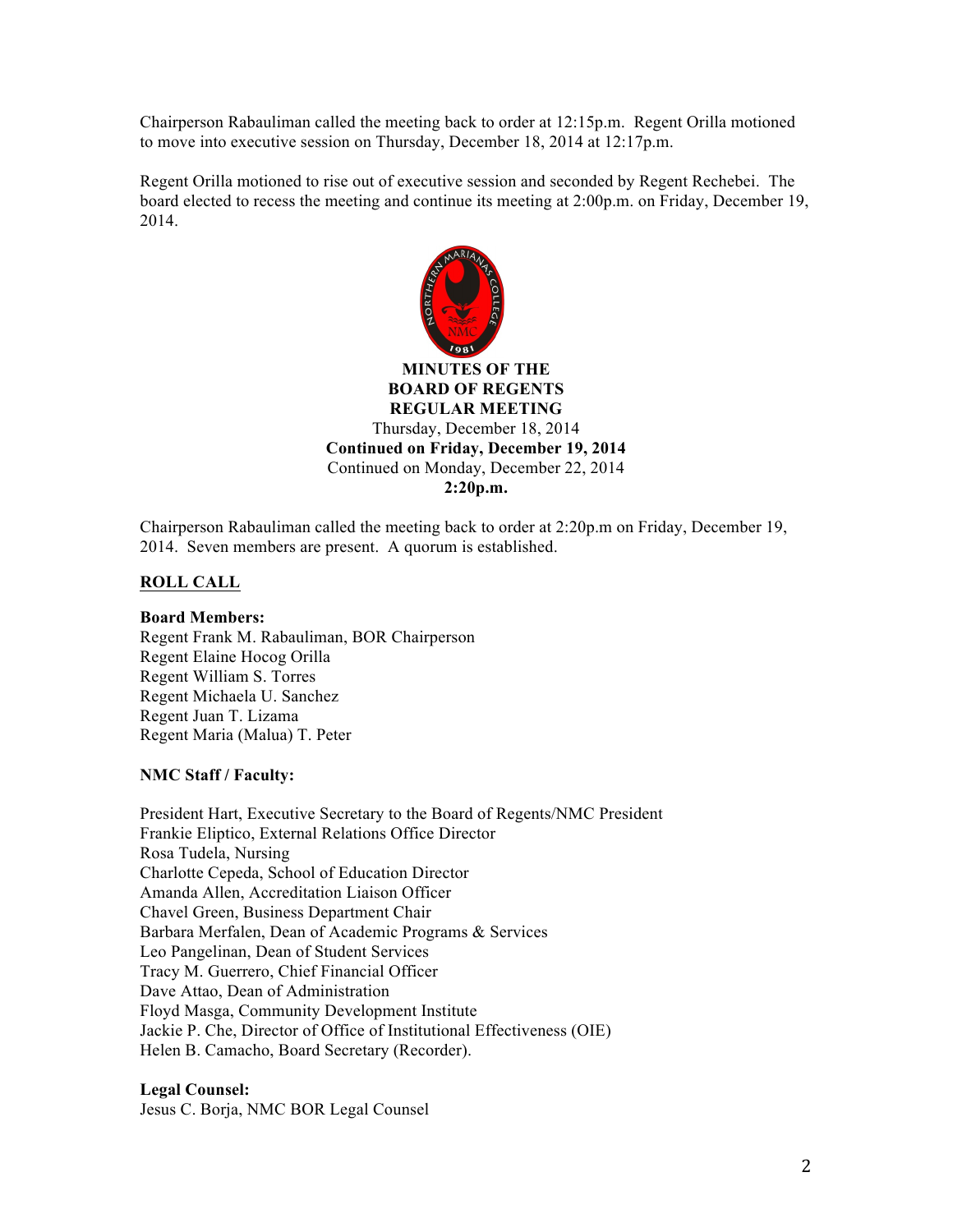Chairperson Rabauliman called the meeting back to order at 12:15p.m. Regent Orilla motioned to move into executive session on Thursday, December 18, 2014 at 12:17p.m.

Regent Orilla motioned to rise out of executive session and seconded by Regent Rechebei. The board elected to recess the meeting and continue its meeting at 2:00p.m. on Friday, December 19, 2014.

**MINUTES OF THE**
**BOARD OF REGENTS**
**REGULAR MEETING**
Thursday, December 18, 2014
**Continued on Friday, December 19, 2014**
Continued on Monday, December 22, 2014
**2:20p.m.**

Chairperson Rabauliman called the meeting back to order at 2:20p.m on Friday, December 19, 2014. Seven members are present. A quorum is established.

## ROLL CALL

**Board Members:**
Regent Frank M. Rabauliman, BOR Chairperson
Regent Elaine Hocog Orilla
Regent William S. Torres
Regent Michaela U. Sanchez
Regent Juan T. Lizama
Regent Maria (Malua) T. Peter

**NMC Staff / Faculty:**

President Hart, Executive Secretary to the Board of Regents/NMC President
Frankie Eliptico, External Relations Office Director
Rosa Tudela, Nursing
Charlotte Cepeda, School of Education Director
Amanda Allen, Accreditation Liaison Officer
Chavel Green, Business Department Chair
Barbara Merfalen, Dean of Academic Programs & Services
Leo Pangelinan, Dean of Student Services
Tracy M. Guerrero, Chief Financial Officer
Dave Attao, Dean of Administration
Floyd Masga, Community Development Institute
Jackie P. Che, Director of Office of Institutional Effectiveness (OIE)
Helen B. Camacho, Board Secretary (Recorder).

**Legal Counsel:**
Jesus C. Borja, NMC BOR Legal Counsel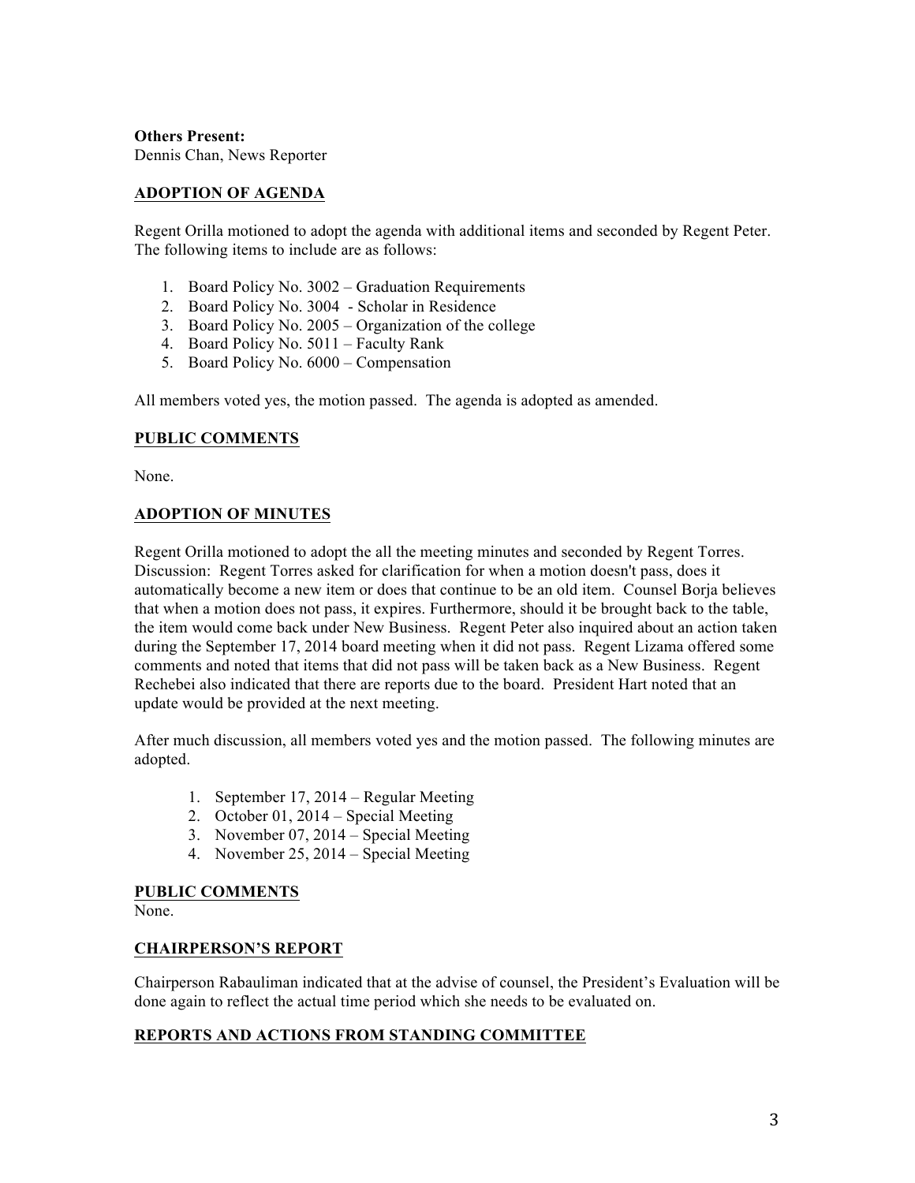**Others Present:**
Dennis Chan, News Reporter

## ADOPTION OF AGENDA

Regent Orilla motioned to adopt the agenda with additional items and seconded by Regent Peter. The following items to include are as follows:

1. Board Policy No. 3002 – Graduation Requirements
2. Board Policy No. 3004 - Scholar in Residence
3. Board Policy No. 2005 – Organization of the college
4. Board Policy No. 5011 – Faculty Rank
5. Board Policy No. 6000 – Compensation

All members voted yes, the motion passed. The agenda is adopted as amended.

## PUBLIC COMMENTS

None.

## ADOPTION OF MINUTES

Regent Orilla motioned to adopt the all the meeting minutes and seconded by Regent Torres. Discussion: Regent Torres asked for clarification for when a motion doesn't pass, does it automatically become a new item or does that continue to be an old item. Counsel Borja believes that when a motion does not pass, it expires. Furthermore, should it be brought back to the table, the item would come back under New Business. Regent Peter also inquired about an action taken during the September 17, 2014 board meeting when it did not pass. Regent Lizama offered some comments and noted that items that did not pass will be taken back as a New Business. Regent Rechebei also indicated that there are reports due to the board. President Hart noted that an update would be provided at the next meeting.

After much discussion, all members voted yes and the motion passed. The following minutes are adopted.

1. September 17, 2014 – Regular Meeting
2. October 01, 2014 – Special Meeting
3. November 07, 2014 – Special Meeting
4. November 25, 2014 – Special Meeting

## PUBLIC COMMENTS

None.

## CHAIRPERSON'S REPORT

Chairperson Rabauliman indicated that at the advise of counsel, the President's Evaluation will be done again to reflect the actual time period which she needs to be evaluated on.

## REPORTS AND ACTIONS FROM STANDING COMMITTEE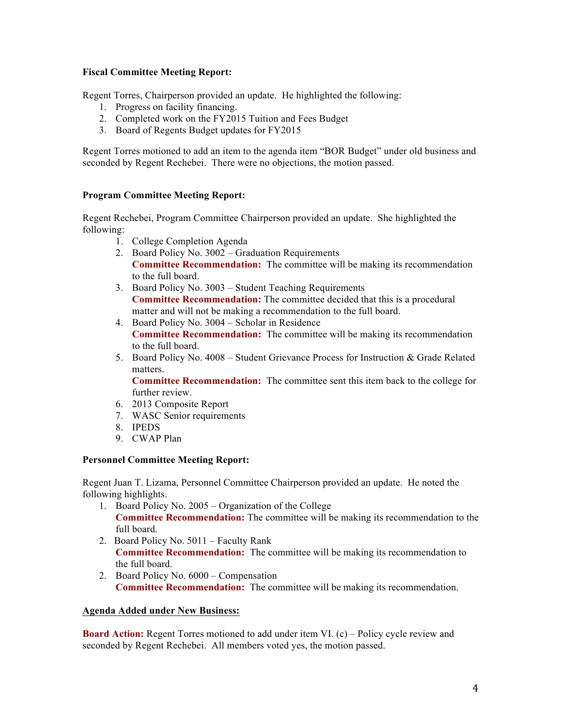**Fiscal Committee Meeting Report:**

Regent Torres, Chairperson provided an update. He highlighted the following:

1. Progress on facility financing.
2. Completed work on the FY2015 Tuition and Fees Budget
3. Board of Regents Budget updates for FY2015

Regent Torres motioned to add an item to the agenda item "BOR Budget" under old business and seconded by Regent Rechebei. There were no objections, the motion passed.

**Program Committee Meeting Report:**

Regent Rechebei, Program Committee Chairperson provided an update. She highlighted the following:

1. College Completion Agenda
2. Board Policy No. 3002 – Graduation Requirements
   **Committee Recommendation:** The committee will be making its recommendation to the full board.
3. Board Policy No. 3003 – Student Teaching Requirements
   **Committee Recommendation:** The committee decided that this is a procedural matter and will not be making a recommendation to the full board.
4. Board Policy No. 3004 – Scholar in Residence
   **Committee Recommendation:** The committee will be making its recommendation to the full board.
5. Board Policy No. 4008 – Student Grievance Process for Instruction & Grade Related matters.
   **Committee Recommendation:** The committee sent this item back to the college for further review.
6. 2013 Composite Report
7. WASC Senior requirements
8. IPEDS
9. CWAP Plan

**Personnel Committee Meeting Report:**

Regent Juan T. Lizama, Personnel Committee Chairperson provided an update. He noted the following highlights.

1. Board Policy No. 2005 – Organization of the College
   **Committee Recommendation:** The committee will be making its recommendation to the full board.
2. Board Policy No. 5011 – Faculty Rank
   **Committee Recommendation:** The committee will be making its recommendation to the full board.
2. Board Policy No. 6000 – Compensation
   **Committee Recommendation:** The committee will be making its recommendation.

**Agenda Added under New Business:**

**Board Action:** Regent Torres motioned to add under item VI. (c) – Policy cycle review and seconded by Regent Rechebei. All members voted yes, the motion passed.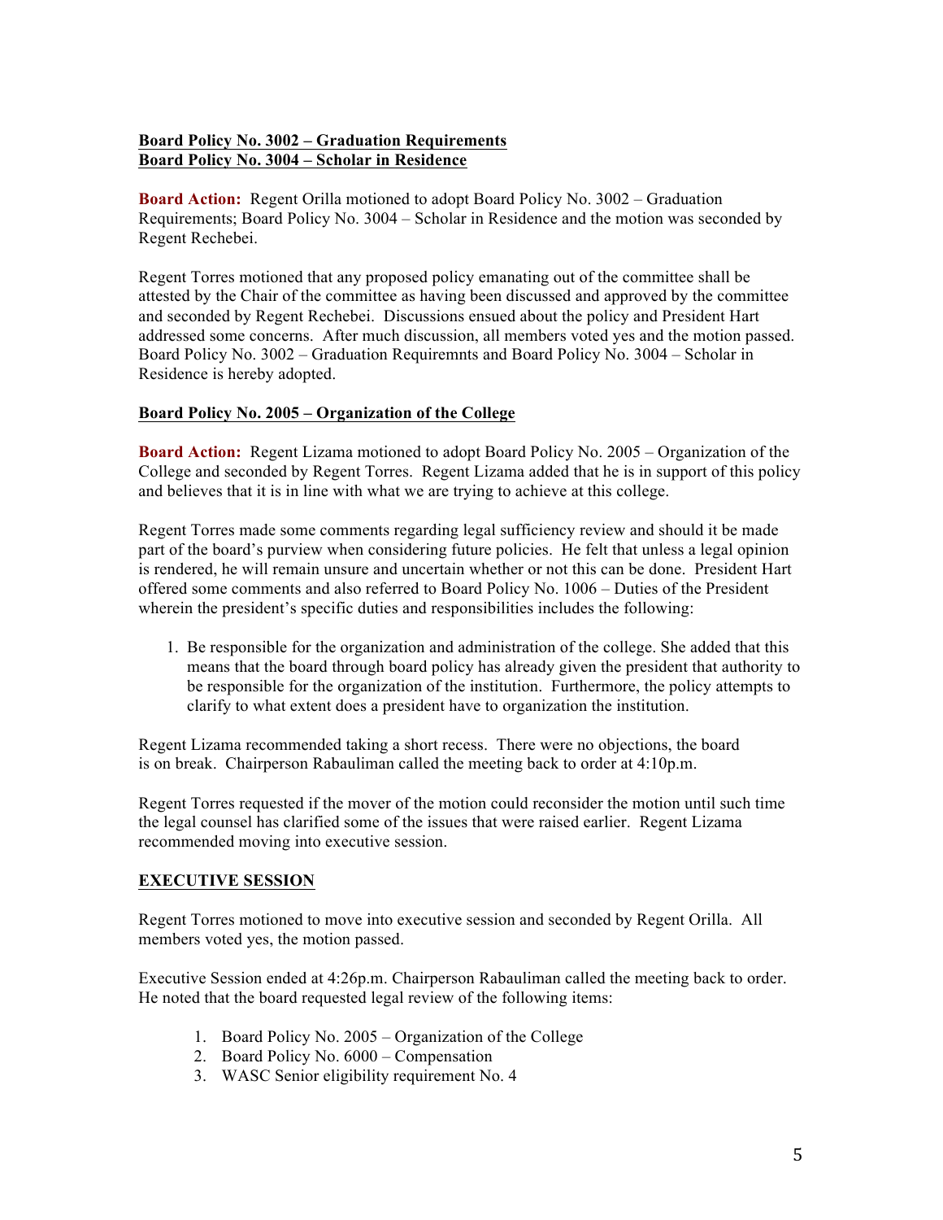**Board Policy No. 3002 – Graduation Requirements**
**Board Policy No. 3004 – Scholar in Residence**

**Board Action:** Regent Orilla motioned to adopt Board Policy No. 3002 – Graduation Requirements; Board Policy No. 3004 – Scholar in Residence and the motion was seconded by Regent Rechebei.

Regent Torres motioned that any proposed policy emanating out of the committee shall be attested by the Chair of the committee as having been discussed and approved by the committee and seconded by Regent Rechebei. Discussions ensued about the policy and President Hart addressed some concerns. After much discussion, all members voted yes and the motion passed. Board Policy No. 3002 – Graduation Requiremnts and Board Policy No. 3004 – Scholar in Residence is hereby adopted.

**Board Policy No. 2005 – Organization of the College**

**Board Action:** Regent Lizama motioned to adopt Board Policy No. 2005 – Organization of the College and seconded by Regent Torres. Regent Lizama added that he is in support of this policy and believes that it is in line with what we are trying to achieve at this college.

Regent Torres made some comments regarding legal sufficiency review and should it be made part of the board's purview when considering future policies. He felt that unless a legal opinion is rendered, he will remain unsure and uncertain whether or not this can be done. President Hart offered some comments and also referred to Board Policy No. 1006 – Duties of the President wherein the president's specific duties and responsibilities includes the following:

1. Be responsible for the organization and administration of the college. She added that this means that the board through board policy has already given the president that authority to be responsible for the organization of the institution. Furthermore, the policy attempts to clarify to what extent does a president have to organization the institution.

Regent Lizama recommended taking a short recess. There were no objections, the board is on break. Chairperson Rabauliman called the meeting back to order at 4:10p.m.

Regent Torres requested if the mover of the motion could reconsider the motion until such time the legal counsel has clarified some of the issues that were raised earlier. Regent Lizama recommended moving into executive session.

**EXECUTIVE SESSION**

Regent Torres motioned to move into executive session and seconded by Regent Orilla. All members voted yes, the motion passed.

Executive Session ended at 4:26p.m. Chairperson Rabauliman called the meeting back to order. He noted that the board requested legal review of the following items:

1. Board Policy No. 2005 – Organization of the College
2. Board Policy No. 6000 – Compensation
3. WASC Senior eligibility requirement No. 4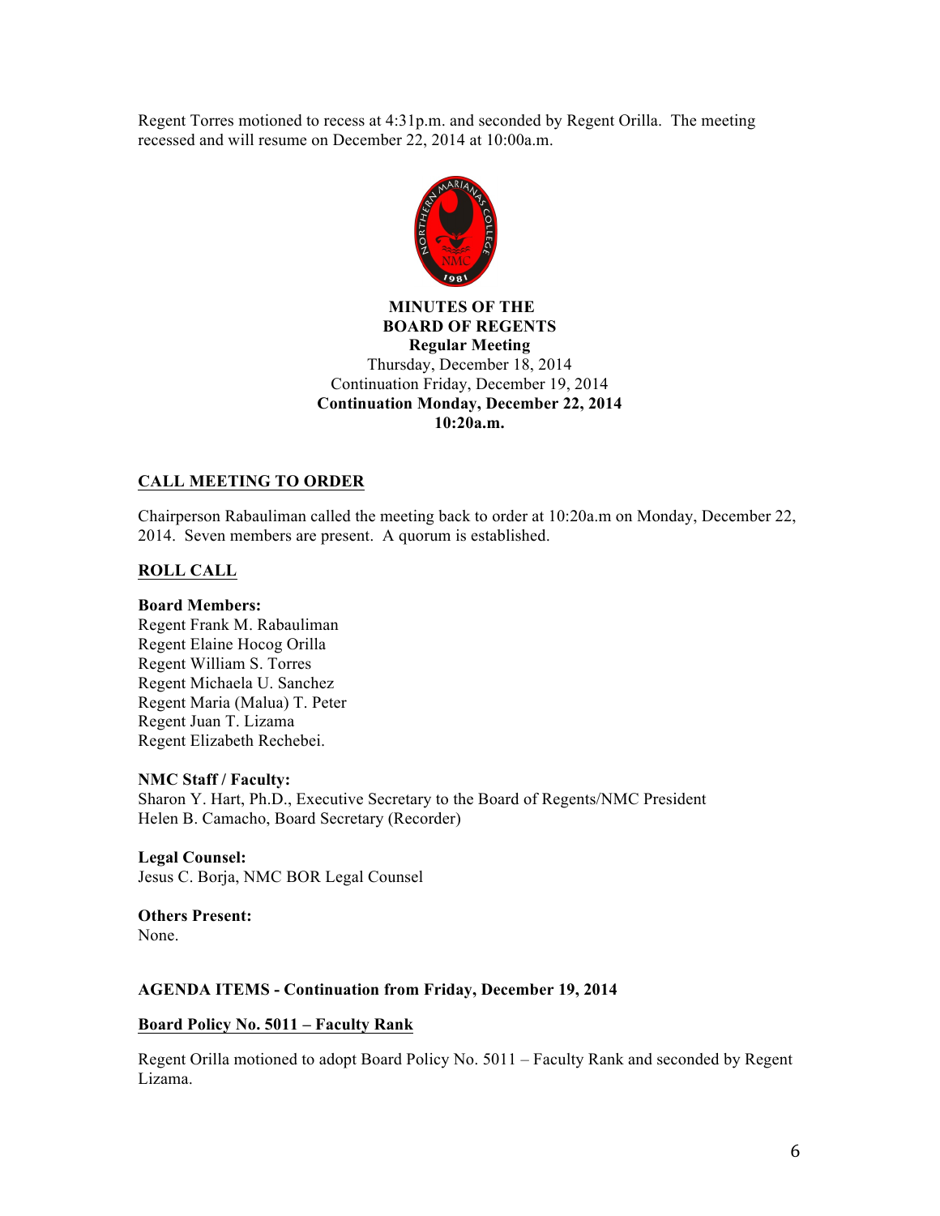Regent Torres motioned to recess at 4:31p.m. and seconded by Regent Orilla. The meeting recessed and will resume on December 22, 2014 at 10:00a.m.

**MINUTES OF THE**
**BOARD OF REGENTS**
**Regular Meeting**
Thursday, December 18, 2014
Continuation Friday, December 19, 2014
**Continuation Monday, December 22, 2014**
**10:20a.m.**

## CALL MEETING TO ORDER

Chairperson Rabauliman called the meeting back to order at 10:20a.m on Monday, December 22, 2014. Seven members are present. A quorum is established.

## ROLL CALL

**Board Members:**
Regent Frank M. Rabauliman
Regent Elaine Hocog Orilla
Regent William S. Torres
Regent Michaela U. Sanchez
Regent Maria (Malua) T. Peter
Regent Juan T. Lizama
Regent Elizabeth Rechebei.

**NMC Staff / Faculty:**
Sharon Y. Hart, Ph.D., Executive Secretary to the Board of Regents/NMC President
Helen B. Camacho, Board Secretary (Recorder)

**Legal Counsel:**
Jesus C. Borja, NMC BOR Legal Counsel

**Others Present:**
None.

**AGENDA ITEMS - Continuation from Friday, December 19, 2014**

**Board Policy No. 5011 – Faculty Rank**

Regent Orilla motioned to adopt Board Policy No. 5011 – Faculty Rank and seconded by Regent Lizama.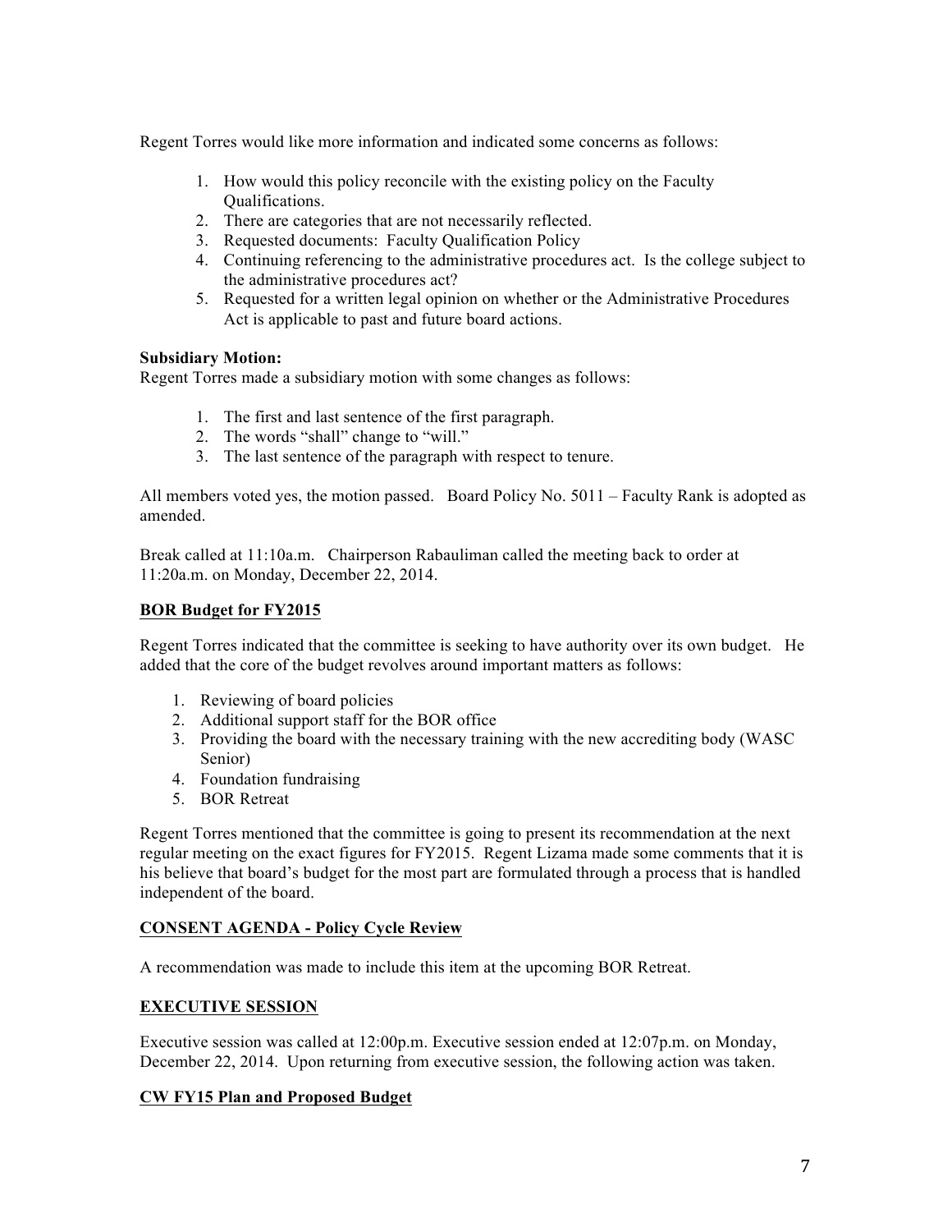Regent Torres would like more information and indicated some concerns as follows:

1. How would this policy reconcile with the existing policy on the Faculty Qualifications.
2. There are categories that are not necessarily reflected.
3. Requested documents: Faculty Qualification Policy
4. Continuing referencing to the administrative procedures act. Is the college subject to the administrative procedures act?
5. Requested for a written legal opinion on whether or the Administrative Procedures Act is applicable to past and future board actions.

**Subsidiary Motion:**
Regent Torres made a subsidiary motion with some changes as follows:

1. The first and last sentence of the first paragraph.
2. The words "shall" change to "will."
3. The last sentence of the paragraph with respect to tenure.

All members voted yes, the motion passed. Board Policy No. 5011 – Faculty Rank is adopted as amended.

Break called at 11:10a.m. Chairperson Rabauliman called the meeting back to order at 11:20a.m. on Monday, December 22, 2014.

**<u>BOR Budget for FY2015</u>**

Regent Torres indicated that the committee is seeking to have authority over its own budget. He added that the core of the budget revolves around important matters as follows:

1. Reviewing of board policies
2. Additional support staff for the BOR office
3. Providing the board with the necessary training with the new accrediting body (WASC Senior)
4. Foundation fundraising
5. BOR Retreat

Regent Torres mentioned that the committee is going to present its recommendation at the next regular meeting on the exact figures for FY2015. Regent Lizama made some comments that it is his believe that board's budget for the most part are formulated through a process that is handled independent of the board.

**<u>CONSENT AGENDA - Policy Cycle Review</u>**

A recommendation was made to include this item at the upcoming BOR Retreat.

**<u>EXECUTIVE SESSION</u>**

Executive session was called at 12:00p.m. Executive session ended at 12:07p.m. on Monday, December 22, 2014. Upon returning from executive session, the following action was taken.

**<u>CW FY15 Plan and Proposed Budget</u>**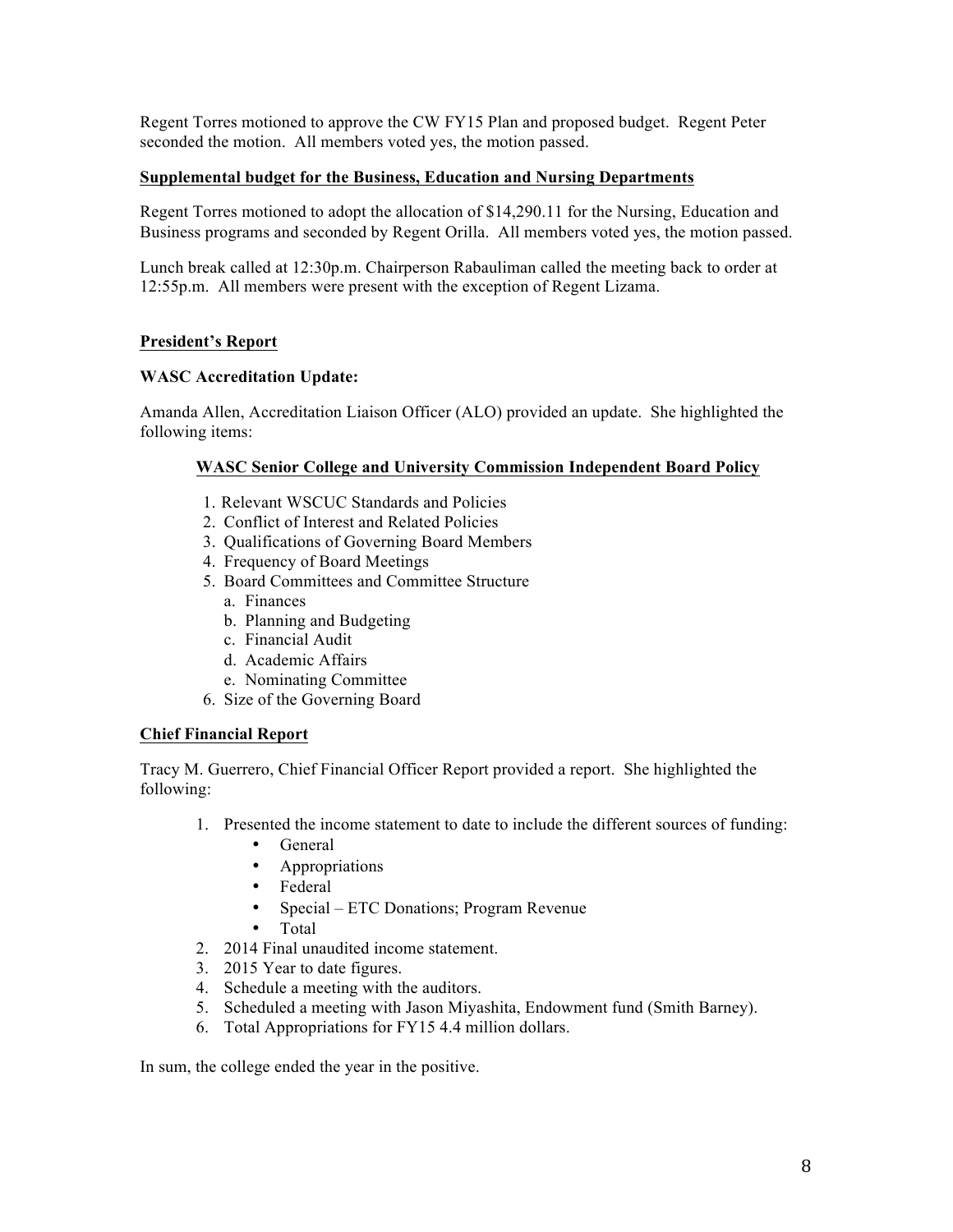Regent Torres motioned to approve the CW FY15 Plan and proposed budget. Regent Peter seconded the motion. All members voted yes, the motion passed.

**Supplemental budget for the Business, Education and Nursing Departments**

Regent Torres motioned to adopt the allocation of $14,290.11 for the Nursing, Education and Business programs and seconded by Regent Orilla. All members voted yes, the motion passed.

Lunch break called at 12:30p.m. Chairperson Rabauliman called the meeting back to order at 12:55p.m. All members were present with the exception of Regent Lizama.

**President's Report**

**WASC Accreditation Update:**

Amanda Allen, Accreditation Liaison Officer (ALO) provided an update. She highlighted the following items:

**WASC Senior College and University Commission Independent Board Policy**

1. Relevant WSCUC Standards and Policies
2. Conflict of Interest and Related Policies
3. Qualifications of Governing Board Members
4. Frequency of Board Meetings
5. Board Committees and Committee Structure
   a. Finances
   b. Planning and Budgeting
   c. Financial Audit
   d. Academic Affairs
   e. Nominating Committee
6. Size of the Governing Board

**Chief Financial Report**

Tracy M. Guerrero, Chief Financial Officer Report provided a report. She highlighted the following:

1. Presented the income statement to date to include the different sources of funding:
   - General
   - Appropriations
   - Federal
   - Special – ETC Donations; Program Revenue
   - Total
2. 2014 Final unaudited income statement.
3. 2015 Year to date figures.
4. Schedule a meeting with the auditors.
5. Scheduled a meeting with Jason Miyashita, Endowment fund (Smith Barney).
6. Total Appropriations for FY15 4.4 million dollars.

In sum, the college ended the year in the positive.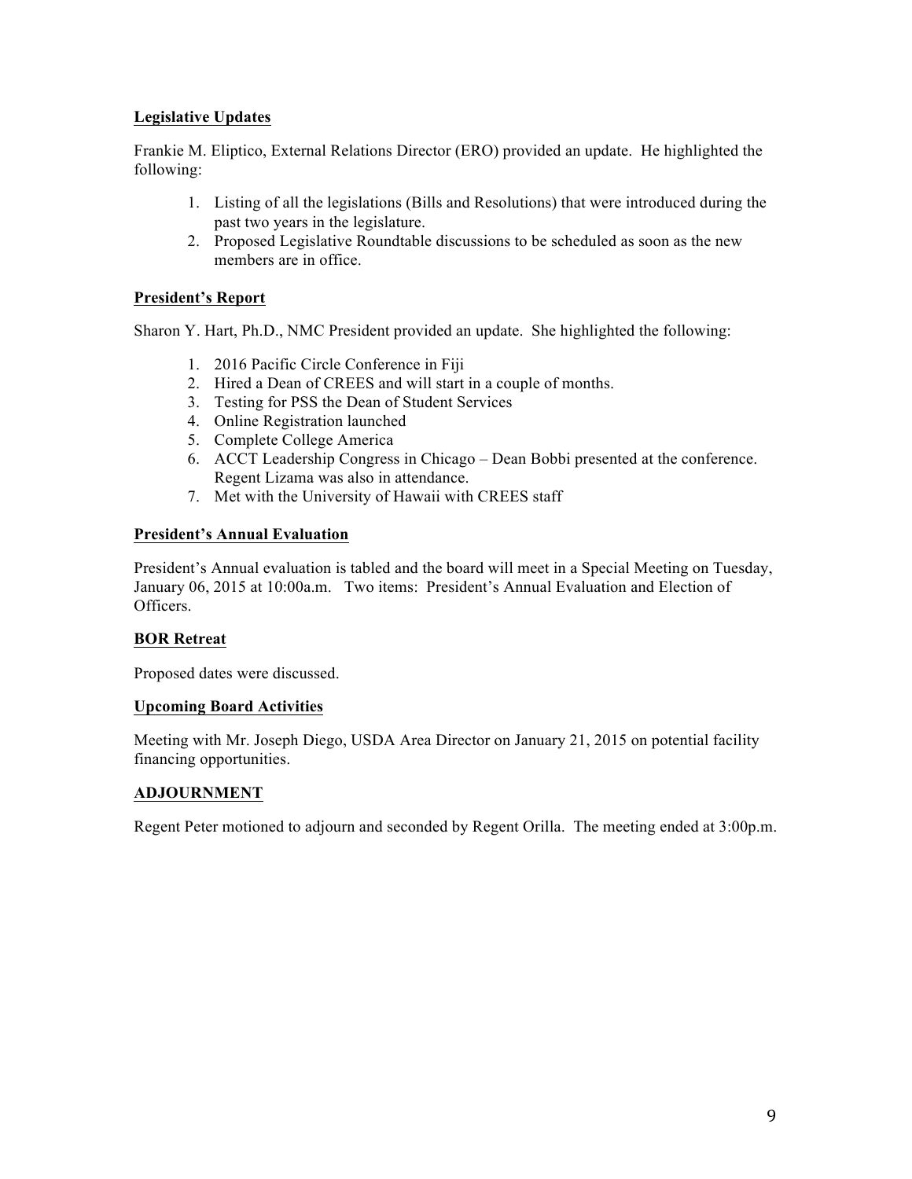**Legislative Updates**

Frankie M. Eliptico, External Relations Director (ERO) provided an update. He highlighted the following:

1. Listing of all the legislations (Bills and Resolutions) that were introduced during the past two years in the legislature.
2. Proposed Legislative Roundtable discussions to be scheduled as soon as the new members are in office.

**President's Report**

Sharon Y. Hart, Ph.D., NMC President provided an update. She highlighted the following:

1. 2016 Pacific Circle Conference in Fiji
2. Hired a Dean of CREES and will start in a couple of months.
3. Testing for PSS the Dean of Student Services
4. Online Registration launched
5. Complete College America
6. ACCT Leadership Congress in Chicago – Dean Bobbi presented at the conference. Regent Lizama was also in attendance.
7. Met with the University of Hawaii with CREES staff

**President's Annual Evaluation**

President's Annual evaluation is tabled and the board will meet in a Special Meeting on Tuesday, January 06, 2015 at 10:00a.m. Two items: President's Annual Evaluation and Election of Officers.

**BOR Retreat**

Proposed dates were discussed.

**Upcoming Board Activities**

Meeting with Mr. Joseph Diego, USDA Area Director on January 21, 2015 on potential facility financing opportunities.

**ADJOURNMENT**

Regent Peter motioned to adjourn and seconded by Regent Orilla. The meeting ended at 3:00p.m.